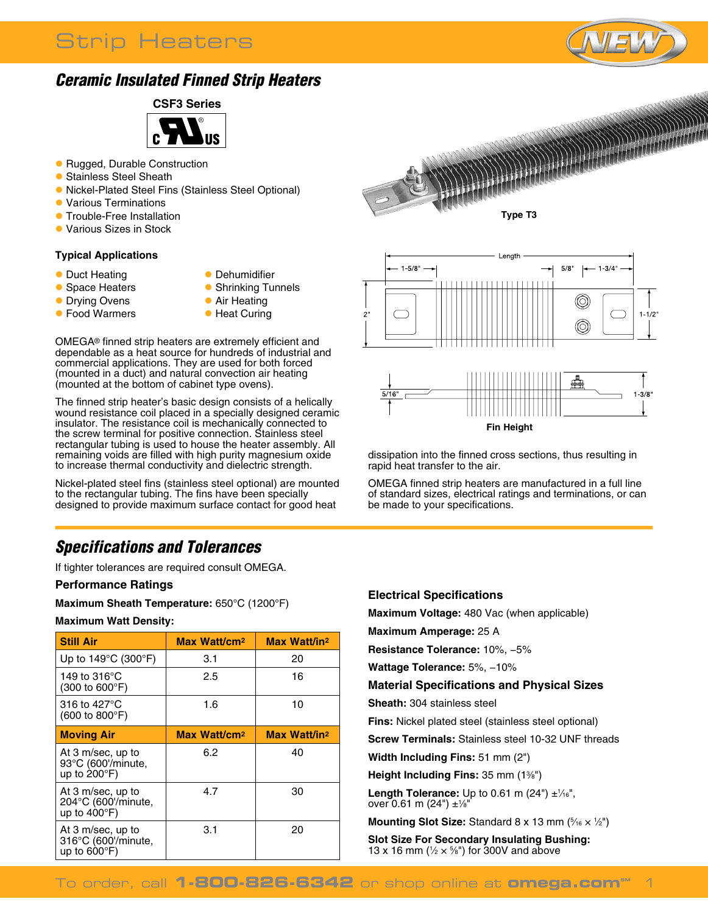# Strip Heaters

## Ceramic Insulated Finned Strip Heaters

**CSF3 Series**

- Rugged, Durable Construction
- Stainless Steel Sheath
- Nickel-Plated Steel Fins (Stainless Steel Optional)
- Various Terminations
- Trouble-Free Installation
- Various Sizes in Stock

Type T3

### Typical Applications

- Duct Heating
- Space Heaters
- Drying Ovens
- Food Warmers
- Dehumidifier
- Shrinking Tunnels
- Air Heating
- Heat Curing

OMEGA® finned strip heaters are extremely efficient and dependable as a heat source for hundreds of industrial and commercial applications. They are used for both forced (mounted in a duct) and natural convection air heating (mounted at the bottom of cabinet type ovens).

The finned strip heater's basic design consists of a helically wound resistance coil placed in a specially designed ceramic insulator. The resistance coil is mechanically connected to the screw terminal for positive connection. Stainless steel rectangular tubing is used to house the heater assembly. All remaining voids are filled with high purity magnesium oxide to increase thermal conductivity and dielectric strength.

Nickel-plated steel fins (stainless steel optional) are mounted to the rectangular tubing. The fins have been specially designed to provide maximum surface contact for good heat dissipation into the finned cross sections, thus resulting in rapid heat transfer to the air.

OMEGA finned strip heaters are manufactured in a full line of standard sizes, electrical ratings and terminations, or can be made to your specifications.

Length, 1-5/8", 5/8", 1-3/4", 2", 1-1/2", 5/16", 1-3/8"

Fin Height

## Specifications and Tolerances

If tighter tolerances are required consult OMEGA.

### Performance Ratings

**Maximum Sheath Temperature:** 650°C (1200°F)

**Maximum Watt Density:**

| Still Air | Max Watt/cm² | Max Watt/in² |
|---|---|---|
| Up to 149°C (300°F) | 3.1 | 20 |
| 149 to 316°C (300 to 600°F) | 2.5 | 16 |
| 316 to 427°C (600 to 800°F) | 1.6 | 10 |
| **Moving Air** | **Max Watt/cm²** | **Max Watt/in²** |
| At 3 m/sec, up to 93°C (600'/minute, up to 200°F) | 6.2 | 40 |
| At 3 m/sec, up to 204°C (600'/minute, up to 400°F) | 4.7 | 30 |
| At 3 m/sec, up to 316°C (600'/minute, up to 600°F) | 3.1 | 20 |

### Electrical Specifications

**Maximum Voltage:** 480 Vac (when applicable)

**Maximum Amperage:** 25 A

**Resistance Tolerance:** 10%, –5%

**Wattage Tolerance:** 5%, –10%

### Material Specifications and Physical Sizes

**Sheath:** 304 stainless steel

**Fins:** Nickel plated steel (stainless steel optional)

**Screw Terminals:** Stainless steel 10-32 UNF threads

**Width Including Fins:** 51 mm (2")

**Height Including Fins:** 35 mm (1⅜")

**Length Tolerance:** Up to 0.61 m (24") ±1⁄16", over 0.61 m (24") ±⅛"

**Mounting Slot Size:** Standard 8 x 13 mm (5⁄16 x ½")

**Slot Size For Secondary Insulating Bushing:** 13 x 16 mm (½ x ⅝") for 300V and above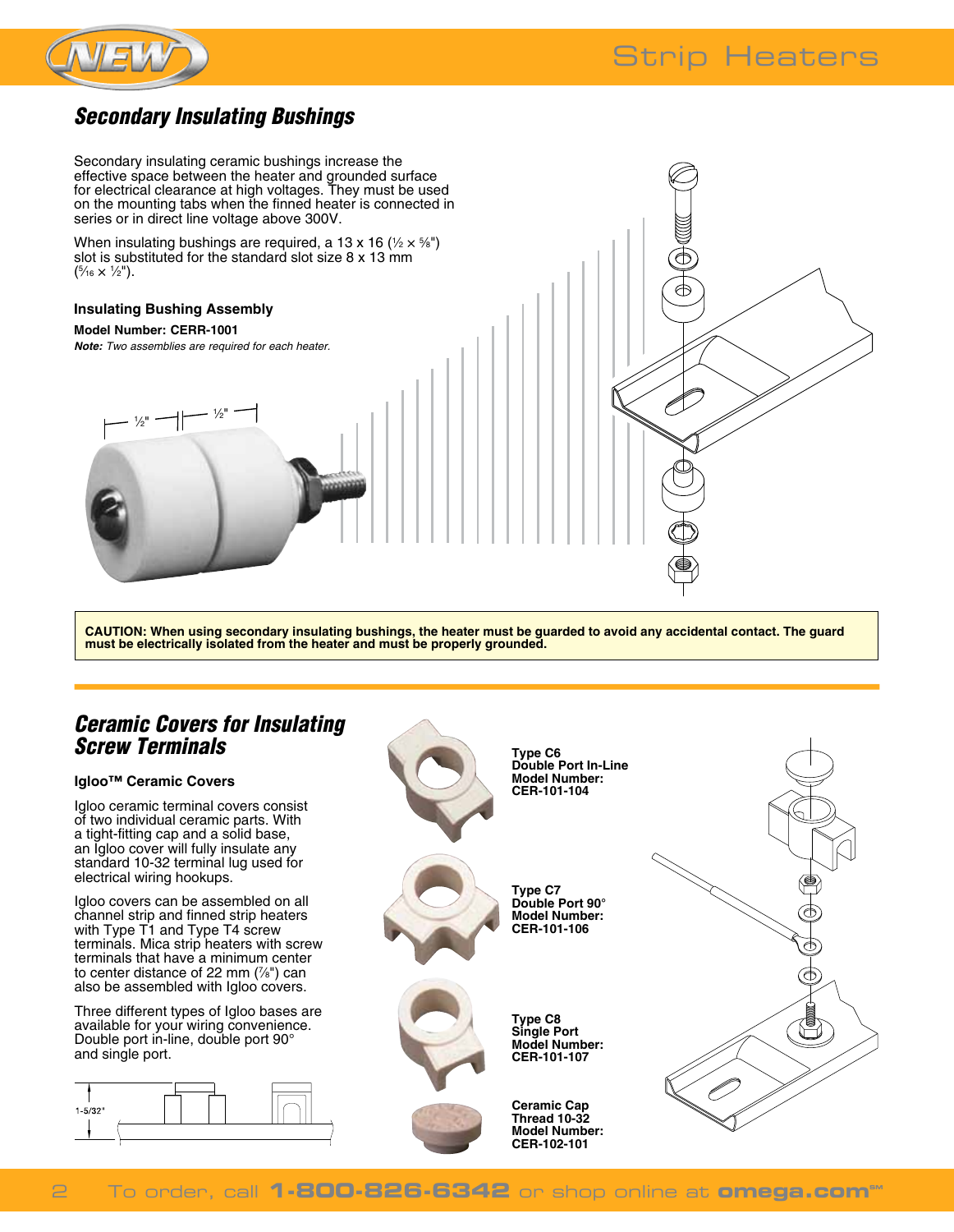## Secondary Insulating Bushings

Secondary insulating ceramic bushings increase the effective space between the heater and grounded surface for electrical clearance at high voltages. They must be used on the mounting tabs when the finned heater is connected in series or in direct line voltage above 300V.

When insulating bushings are required, a 13 x 16 (½ × ⅝") slot is substituted for the standard slot size 8 x 13 mm (5⁄16 × ½").

### Insulating Bushing Assembly

**Model Number: CERR-1001**

***Note:*** *Two assemblies are required for each heater.*

½" ½"

**CAUTION: When using secondary insulating bushings, the heater must be guarded to avoid any accidental contact. The guard must be electrically isolated from the heater and must be properly grounded.**

## Ceramic Covers for Insulating Screw Terminals

### Igloo™ Ceramic Covers

Igloo ceramic terminal covers consist of two individual ceramic parts. With a tight-fitting cap and a solid base, an Igloo cover will fully insulate any standard 10-32 terminal lug used for electrical wiring hookups.

Igloo covers can be assembled on all channel strip and finned strip heaters with Type T1 and Type T4 screw terminals. Mica strip heaters with screw terminals that have a minimum center to center distance of 22 mm (⅞") can also be assembled with Igloo covers.

Three different types of Igloo bases are available for your wiring convenience. Double port in-line, double port 90° and single port.

1-5/32"

**Type C6**
**Double Port In-Line**
**Model Number:**
**CER-101-104**

**Type C7**
**Double Port 90°**
**Model Number:**
**CER-101-106**

**Type C8**
**Single Port**
**Model Number:**
**CER-101-107**

**Ceramic Cap**
**Thread 10-32**
**Model Number:**
**CER-102-101**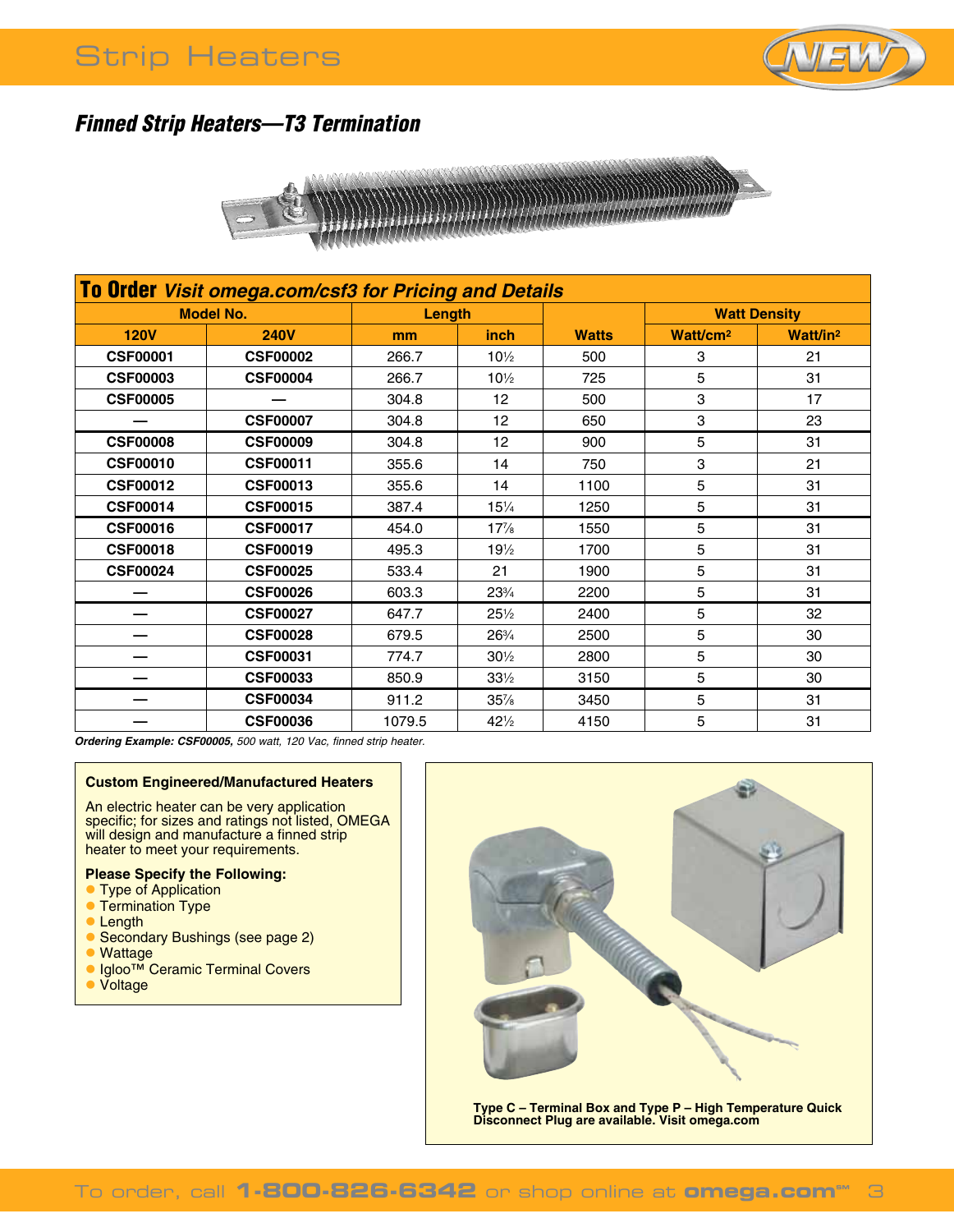## Finned Strip Heaters—T3 Termination

| To Order *Visit omega.com/csf3 for Pricing and Details* | | | | | | |
|---|---|---|---|---|---|---|
| **Model No.** | | **Length** | | | **Watt Density** | |
| **120V** | **240V** | **mm** | **inch** | **Watts** | **Watt/cm²** | **Watt/in²** |
| **CSF00001** | **CSF00002** | 266.7 | 10½ | 500 | 3 | 21 |
| **CSF00003** | **CSF00004** | 266.7 | 10½ | 725 | 5 | 31 |
| **CSF00005** | — | 304.8 | 12 | 500 | 3 | 17 |
| — | **CSF00007** | 304.8 | 12 | 650 | 3 | 23 |
| **CSF00008** | **CSF00009** | 304.8 | 12 | 900 | 5 | 31 |
| **CSF00010** | **CSF00011** | 355.6 | 14 | 750 | 3 | 21 |
| **CSF00012** | **CSF00013** | 355.6 | 14 | 1100 | 5 | 31 |
| **CSF00014** | **CSF00015** | 387.4 | 15¼ | 1250 | 5 | 31 |
| **CSF00016** | **CSF00017** | 454.0 | 17⅞ | 1550 | 5 | 31 |
| **CSF00018** | **CSF00019** | 495.3 | 19½ | 1700 | 5 | 31 |
| **CSF00024** | **CSF00025** | 533.4 | 21 | 1900 | 5 | 31 |
| — | **CSF00026** | 603.3 | 23¾ | 2200 | 5 | 31 |
| — | **CSF00027** | 647.7 | 25½ | 2400 | 5 | 32 |
| — | **CSF00028** | 679.5 | 26¾ | 2500 | 5 | 30 |
| — | **CSF00031** | 774.7 | 30½ | 2800 | 5 | 30 |
| — | **CSF00033** | 850.9 | 33½ | 3150 | 5 | 30 |
| — | **CSF00034** | 911.2 | 35⅞ | 3450 | 5 | 31 |
| — | **CSF00036** | 1079.5 | 42½ | 4150 | 5 | 31 |

***Ordering Example: CSF00005,*** *500 watt, 120 Vac, finned strip heater.*

**Custom Engineered/Manufactured Heaters**

An electric heater can be very application specific; for sizes and ratings not listed, OMEGA will design and manufacture a finned strip heater to meet your requirements.

**Please Specify the Following:**
- Type of Application
- Termination Type
- Length
- Secondary Bushings (see page 2)
- Wattage
- Igloo™ Ceramic Terminal Covers
- Voltage

**Type C – Terminal Box and Type P – High Temperature Quick Disconnect Plug are available. Visit omega.com**